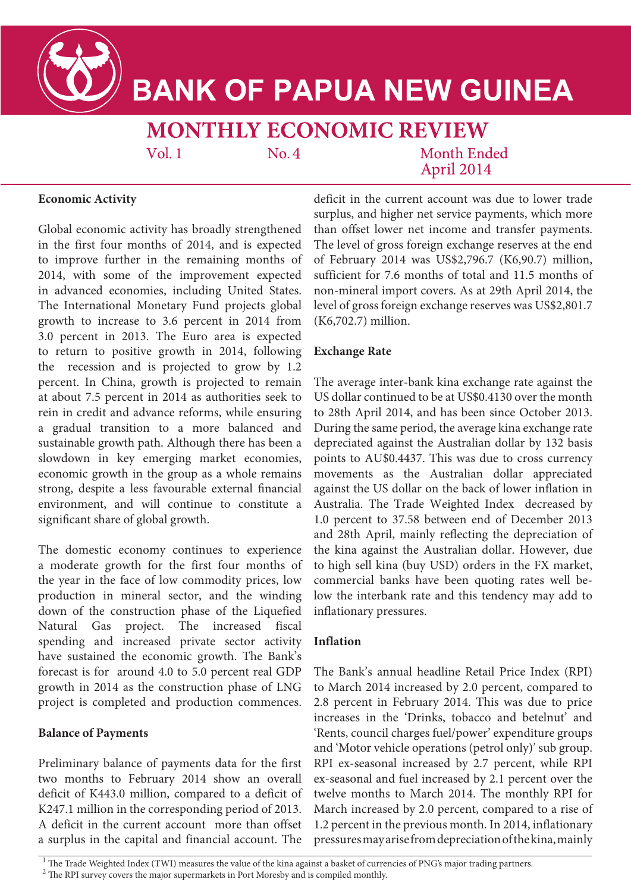# BANK OF PAPUA NEW GUINEA

## MONTHLY ECONOMIC REVIEW

Vol. 1 No. 4 Month Ended April 2014

### Economic Activity

Global economic activity has broadly strengthened in the first four months of 2014, and is expected to improve further in the remaining months of 2014, with some of the improvement expected in advanced economies, including United States. The International Monetary Fund projects global growth to increase to 3.6 percent in 2014 from 3.0 percent in 2013. The Euro area is expected to return to positive growth in 2014, following the recession and is projected to grow by 1.2 percent. In China, growth is projected to remain at about 7.5 percent in 2014 as authorities seek to rein in credit and advance reforms, while ensuring a gradual transition to a more balanced and sustainable growth path. Although there has been a slowdown in key emerging market economies, economic growth in the group as a whole remains strong, despite a less favourable external financial environment, and will continue to constitute a significant share of global growth.

The domestic economy continues to experience a moderate growth for the first four months of the year in the face of low commodity prices, low production in mineral sector, and the winding down of the construction phase of the Liquefied Natural Gas project. The increased fiscal spending and increased private sector activity have sustained the economic growth. The Bank's forecast is for around 4.0 to 5.0 percent real GDP growth in 2014 as the construction phase of LNG project is completed and production commences.

### Balance of Payments

Preliminary balance of payments data for the first two months to February 2014 show an overall deficit of K443.0 million, compared to a deficit of K247.1 million in the corresponding period of 2013. A deficit in the current account more than offset a surplus in the capital and financial account. The deficit in the current account was due to lower trade surplus, and higher net service payments, which more than offset lower net income and transfer payments. The level of gross foreign exchange reserves at the end of February 2014 was US$2,796.7 (K6,90.7) million, sufficient for 7.6 months of total and 11.5 months of non-mineral import covers. As at 29th April 2014, the level of gross foreign exchange reserves was US$2,801.7 (K6,702.7) million.

### Exchange Rate

The average inter-bank kina exchange rate against the US dollar continued to be at US$0.4130 over the month to 28th April 2014, and has been since October 2013. During the same period, the average kina exchange rate depreciated against the Australian dollar by 132 basis points to AU$0.4437. This was due to cross currency movements as the Australian dollar appreciated against the US dollar on the back of lower inflation in Australia. The Trade Weighted Index decreased by 1.0 percent to 37.58 between end of December 2013 and 28th April, mainly reflecting the depreciation of the kina against the Australian dollar. However, due to high sell kina (buy USD) orders in the FX market, commercial banks have been quoting rates well below the interbank rate and this tendency may add to inflationary pressures.

### Inflation

The Bank's annual headline Retail Price Index (RPI) to March 2014 increased by 2.0 percent, compared to 2.8 percent in February 2014. This was due to price increases in the 'Drinks, tobacco and betelnut' and 'Rents, council charges fuel/power' expenditure groups and 'Motor vehicle operations (petrol only)' sub group. RPI ex-seasonal increased by 2.7 percent, while RPI ex-seasonal and fuel increased by 2.1 percent over the twelve months to March 2014. The monthly RPI for March increased by 2.0 percent, compared to a rise of 1.2 percent in the previous month. In 2014, inflationary pressures may arise from depreciation of the kina, mainly

[1] The Trade Weighted Index (TWI) measures the value of the kina against a basket of currencies of PNG's major trading partners.
[2] The RPI survey covers the major supermarkets in Port Moresby and is compiled monthly.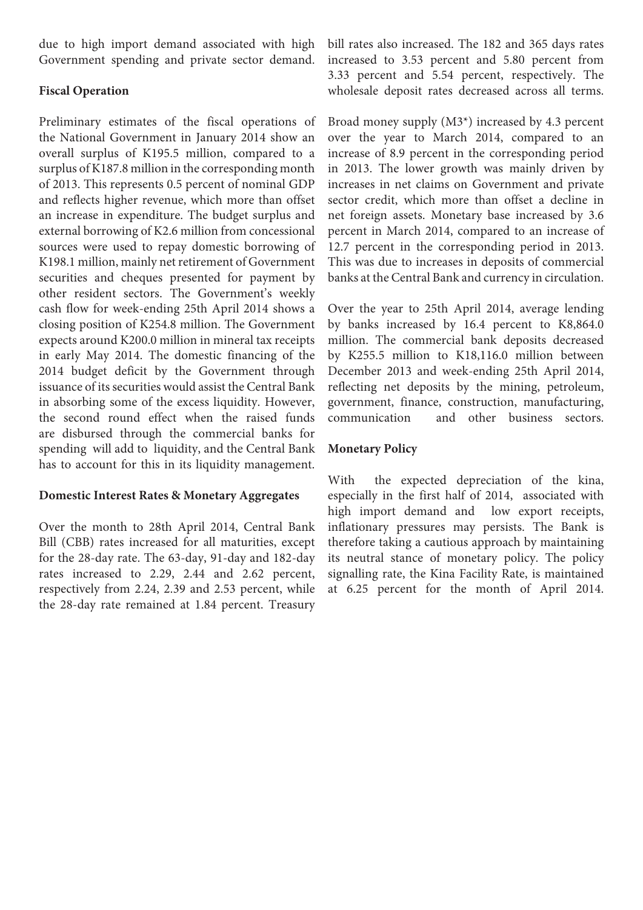due to high import demand associated with high Government spending and private sector demand.

**Fiscal Operation**

Preliminary estimates of the fiscal operations of the National Government in January 2014 show an overall surplus of K195.5 million, compared to a surplus of K187.8 million in the corresponding month of 2013. This represents 0.5 percent of nominal GDP and reflects higher revenue, which more than offset an increase in expenditure. The budget surplus and external borrowing of K2.6 million from concessional sources were used to repay domestic borrowing of K198.1 million, mainly net retirement of Government securities and cheques presented for payment by other resident sectors. The Government's weekly cash flow for week-ending 25th April 2014 shows a closing position of K254.8 million. The Government expects around K200.0 million in mineral tax receipts in early May 2014. The domestic financing of the 2014 budget deficit by the Government through issuance of its securities would assist the Central Bank in absorbing some of the excess liquidity. However, the second round effect when the raised funds are disbursed through the commercial banks for spending will add to liquidity, and the Central Bank has to account for this in its liquidity management.

**Domestic Interest Rates & Monetary Aggregates**

Over the month to 28th April 2014, Central Bank Bill (CBB) rates increased for all maturities, except for the 28-day rate. The 63-day, 91-day and 182-day rates increased to 2.29, 2.44 and 2.62 percent, respectively from 2.24, 2.39 and 2.53 percent, while the 28-day rate remained at 1.84 percent. Treasury bill rates also increased. The 182 and 365 days rates increased to 3.53 percent and 5.80 percent from 3.33 percent and 5.54 percent, respectively. The wholesale deposit rates decreased across all terms.

Broad money supply (M3*) increased by 4.3 percent over the year to March 2014, compared to an increase of 8.9 percent in the corresponding period in 2013. The lower growth was mainly driven by increases in net claims on Government and private sector credit, which more than offset a decline in net foreign assets. Monetary base increased by 3.6 percent in March 2014, compared to an increase of 12.7 percent in the corresponding period in 2013. This was due to increases in deposits of commercial banks at the Central Bank and currency in circulation.

Over the year to 25th April 2014, average lending by banks increased by 16.4 percent to K8,864.0 million. The commercial bank deposits decreased by K255.5 million to K18,116.0 million between December 2013 and week-ending 25th April 2014, reflecting net deposits by the mining, petroleum, government, finance, construction, manufacturing, communication and other business sectors.

**Monetary Policy**

With the expected depreciation of the kina, especially in the first half of 2014, associated with high import demand and low export receipts, inflationary pressures may persists. The Bank is therefore taking a cautious approach by maintaining its neutral stance of monetary policy. The policy signalling rate, the Kina Facility Rate, is maintained at 6.25 percent for the month of April 2014.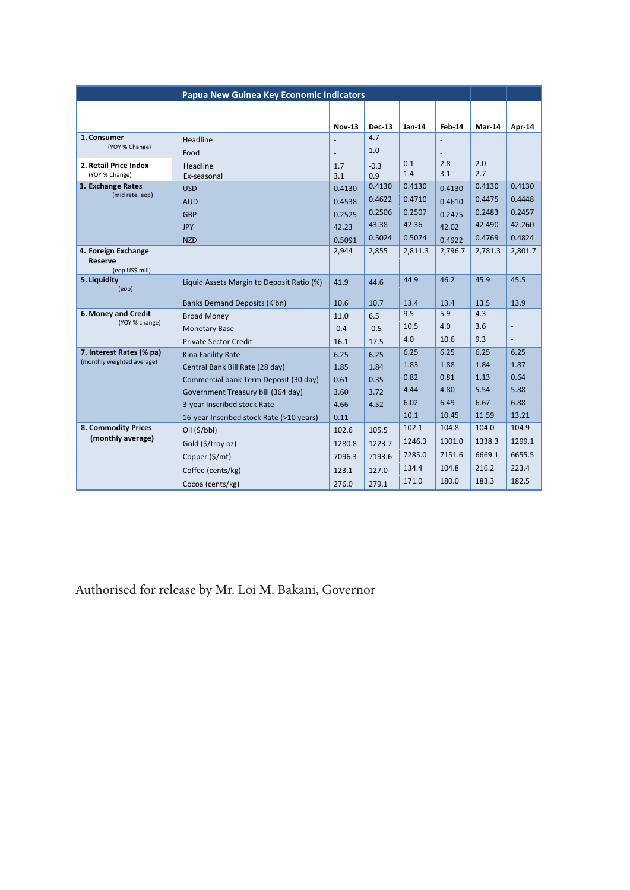| Papua New Guinea Key Economic Indicators | | | | | | | |
|---|---|---|---|---|---|---|---|
| | | Nov-13 | Dec-13 | Jan-14 | Feb-14 | Mar-14 | Apr-14 |
| 1. Consumer (YOY % Change) | Headline | - | 4.7 | - | - | - | - |
| | Food | - | 1.0 | - | - | - | - |
| 2. Retail Price Index (YOY % Change) | Headline | 1.7 | -0.3 | 0.1 | 2.8 | 2.0 | - |
| | Ex-seasonal | 3.1 | 0.9 | 1.4 | 3.1 | 2.7 | - |
| 3. Exchange Rates (mid rate, eop) | USD | 0.4130 | 0.4130 | 0.4130 | 0.4130 | 0.4130 | 0.4130 |
| | AUD | 0.4538 | 0.4622 | 0.4710 | 0.4610 | 0.4475 | 0.4448 |
| | GBP | 0.2525 | 0.2506 | 0.2507 | 0.2475 | 0.2483 | 0.2457 |
| | JPY | 42.23 | 43.38 | 42.36 | 42.02 | 42.490 | 42.260 |
| | NZD | 0.5091 | 0.5024 | 0.5074 | 0.4922 | 0.4769 | 0.4824 |
| 4. Foreign Exchange Reserve (eop US$ mill) | | 2,944 | 2,855 | 2,811.3 | 2,796.7 | 2,781.3 | 2,801.7 |
| 5. Liquidity (eop) | Liquid Assets Margin to Deposit Ratio (%) | 41.9 | 44.6 | 44.9 | 46.2 | 45.9 | 45.5 |
| | Banks Demand Deposits (K'bn) | 10.6 | 10.7 | 13.4 | 13.4 | 13.5 | 13.9 |
| 6. Money and Credit (YOY % change) | Broad Money | 11.0 | 6.5 | 9.5 | 5.9 | 4.3 | - |
| | Monetary Base | -0.4 | -0.5 | 10.5 | 4.0 | 3.6 | - |
| | Private Sector Credit | 16.1 | 17.5 | 4.0 | 10.6 | 9.3 | - |
| 7. Interest Rates (% pa) (monthly weighted average) | Kina Facility Rate | 6.25 | 6.25 | 6.25 | 6.25 | 6.25 | 6.25 |
| | Central Bank Bill Rate (28 day) | 1.85 | 1.84 | 1.83 | 1.88 | 1.84 | 1.87 |
| | Commercial bank Term Deposit (30 day) | 0.61 | 0.35 | 0.82 | 0.81 | 1.13 | 0.64 |
| | Government Treasury bill (364 day) | 3.60 | 3.72 | 4.44 | 4.80 | 5.54 | 5.88 |
| | 3-year Inscribed stock Rate | 4.66 | 4.52 | 6.02 | 6.49 | 6.67 | 6.88 |
| | 16-year Inscribed stock Rate (>10 years) | 0.11 | - | 10.1 | 10.45 | 11.59 | 13.21 |
| 8. Commodity Prices (monthly average) | Oil ($/bbl) | 102.6 | 105.5 | 102.1 | 104.8 | 104.0 | 104.9 |
| | Gold ($/troy oz) | 1280.8 | 1223.7 | 1246.3 | 1301.0 | 1338.3 | 1299.1 |
| | Copper ($/mt) | 7096.3 | 7193.6 | 7285.0 | 7151.6 | 6669.1 | 6655.5 |
| | Coffee (cents/kg) | 123.1 | 127.0 | 134.4 | 104.8 | 216.2 | 223.4 |
| | Cocoa (cents/kg) | 276.0 | 279.1 | 171.0 | 180.0 | 183.3 | 182.5 |

Authorised for release by Mr. Loi M. Bakani, Governor